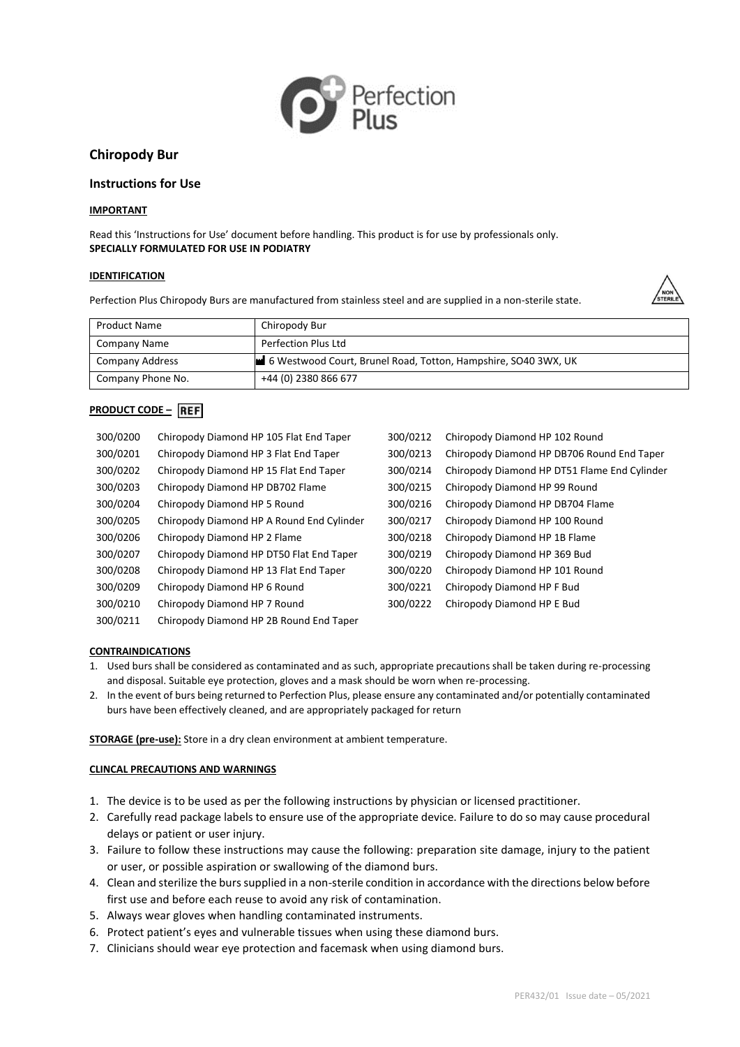Perfection Plus

## Chiropody Bur

## Instructions for Use

**IMPORTANT**

Read this 'Instructions for Use' document before handling. This product is for use by professionals only.
**SPECIALLY FORMULATED FOR USE IN PODIATRY**

**IDENTIFICATION**

Perfection Plus Chiropody Burs are manufactured from stainless steel and are supplied in a non-sterile state.

NON STERILE

| Product Name | Chiropody Bur |
|---|---|
| Company Name | Perfection Plus Ltd |
| Company Address | 6 Westwood Court, Brunel Road, Totton, Hampshire, SO40 3WX, UK |
| Company Phone No. | +44 (0) 2380 866 677 |

**PRODUCT CODE – REF**

| | |
|---|---|
| 300/0200 | Chiropody Diamond HP 105 Flat End Taper |
| 300/0201 | Chiropody Diamond HP 3 Flat End Taper |
| 300/0202 | Chiropody Diamond HP 15 Flat End Taper |
| 300/0203 | Chiropody Diamond HP DB702 Flame |
| 300/0204 | Chiropody Diamond HP 5 Round |
| 300/0205 | Chiropody Diamond HP A Round End Cylinder |
| 300/0206 | Chiropody Diamond HP 2 Flame |
| 300/0207 | Chiropody Diamond HP DT50 Flat End Taper |
| 300/0208 | Chiropody Diamond HP 13 Flat End Taper |
| 300/0209 | Chiropody Diamond HP 6 Round |
| 300/0210 | Chiropody Diamond HP 7 Round |
| 300/0211 | Chiropody Diamond HP 2B Round End Taper |
| 300/0212 | Chiropody Diamond HP 102 Round |
| 300/0213 | Chiropody Diamond HP DB706 Round End Taper |
| 300/0214 | Chiropody Diamond HP DT51 Flame End Cylinder |
| 300/0215 | Chiropody Diamond HP 99 Round |
| 300/0216 | Chiropody Diamond HP DB704 Flame |
| 300/0217 | Chiropody Diamond HP 100 Round |
| 300/0218 | Chiropody Diamond HP 1B Flame |
| 300/0219 | Chiropody Diamond HP 369 Bud |
| 300/0220 | Chiropody Diamond HP 101 Round |
| 300/0221 | Chiropody Diamond HP F Bud |
| 300/0222 | Chiropody Diamond HP E Bud |

**CONTRAINDICATIONS**

1. Used burs shall be considered as contaminated and as such, appropriate precautions shall be taken during re-processing and disposal. Suitable eye protection, gloves and a mask should be worn when re-processing.
2. In the event of burs being returned to Perfection Plus, please ensure any contaminated and/or potentially contaminated burs have been effectively cleaned, and are appropriately packaged for return

**STORAGE (pre-use):** Store in a dry clean environment at ambient temperature.

**CLINCAL PRECAUTIONS AND WARNINGS**

1. The device is to be used as per the following instructions by physician or licensed practitioner.
2. Carefully read package labels to ensure use of the appropriate device. Failure to do so may cause procedural delays or patient or user injury.
3. Failure to follow these instructions may cause the following: preparation site damage, injury to the patient or user, or possible aspiration or swallowing of the diamond burs.
4. Clean and sterilize the burs supplied in a non-sterile condition in accordance with the directions below before first use and before each reuse to avoid any risk of contamination.
5. Always wear gloves when handling contaminated instruments.
6. Protect patient's eyes and vulnerable tissues when using these diamond burs.
7. Clinicians should wear eye protection and facemask when using diamond burs.

PER432/01 Issue date – 05/2021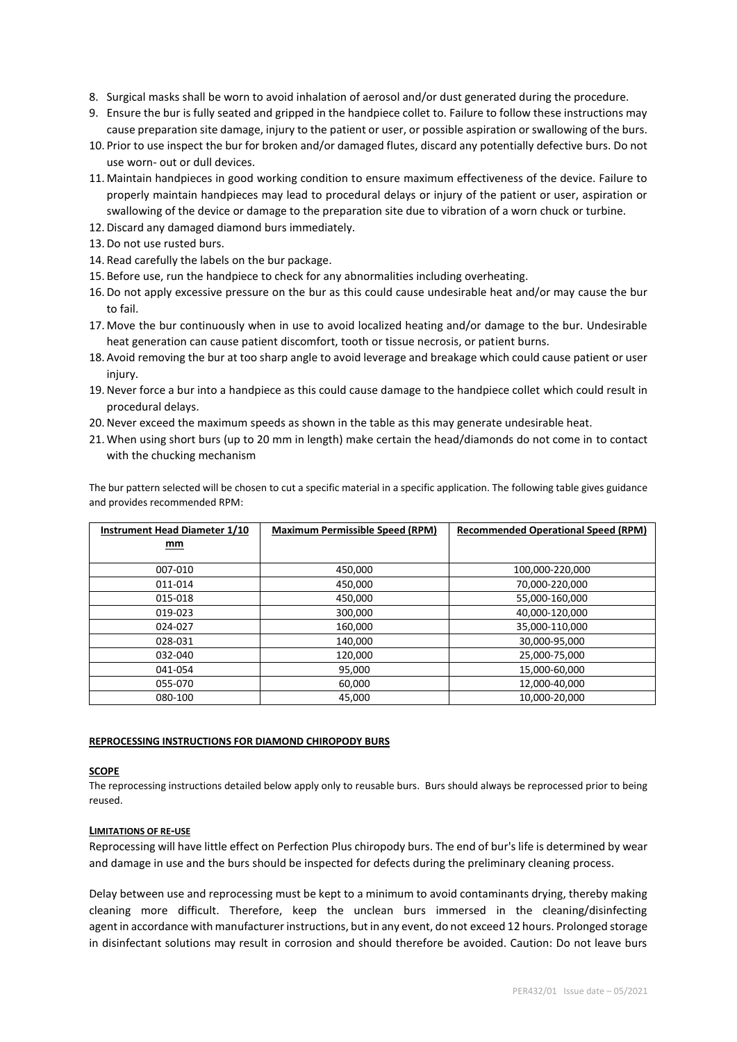8. Surgical masks shall be worn to avoid inhalation of aerosol and/or dust generated during the procedure.
9. Ensure the bur is fully seated and gripped in the handpiece collet to. Failure to follow these instructions may cause preparation site damage, injury to the patient or user, or possible aspiration or swallowing of the burs.
10. Prior to use inspect the bur for broken and/or damaged flutes, discard any potentially defective burs. Do not use worn- out or dull devices.
11. Maintain handpieces in good working condition to ensure maximum effectiveness of the device. Failure to properly maintain handpieces may lead to procedural delays or injury of the patient or user, aspiration or swallowing of the device or damage to the preparation site due to vibration of a worn chuck or turbine.
12. Discard any damaged diamond burs immediately.
13. Do not use rusted burs.
14. Read carefully the labels on the bur package.
15. Before use, run the handpiece to check for any abnormalities including overheating.
16. Do not apply excessive pressure on the bur as this could cause undesirable heat and/or may cause the bur to fail.
17. Move the bur continuously when in use to avoid localized heating and/or damage to the bur. Undesirable heat generation can cause patient discomfort, tooth or tissue necrosis, or patient burns.
18. Avoid removing the bur at too sharp angle to avoid leverage and breakage which could cause patient or user injury.
19. Never force a bur into a handpiece as this could cause damage to the handpiece collet which could result in procedural delays.
20. Never exceed the maximum speeds as shown in the table as this may generate undesirable heat.
21. When using short burs (up to 20 mm in length) make certain the head/diamonds do not come in to contact with the chucking mechanism

The bur pattern selected will be chosen to cut a specific material in a specific application. The following table gives guidance and provides recommended RPM:

| **Instrument Head Diameter 1/10 mm** | **Maximum Permissible Speed (RPM)** | **Recommended Operational Speed (RPM)** |
|---|---|---|
| 007-010 | 450,000 | 100,000-220,000 |
| 011-014 | 450,000 | 70,000-220,000 |
| 015-018 | 450,000 | 55,000-160,000 |
| 019-023 | 300,000 | 40,000-120,000 |
| 024-027 | 160,000 | 35,000-110,000 |
| 028-031 | 140,000 | 30,000-95,000 |
| 032-040 | 120,000 | 25,000-75,000 |
| 041-054 | 95,000 | 15,000-60,000 |
| 055-070 | 60,000 | 12,000-40,000 |
| 080-100 | 45,000 | 10,000-20,000 |

## REPROCESSING INSTRUCTIONS FOR DIAMOND CHIROPODY BURS

### SCOPE

The reprocessing instructions detailed below apply only to reusable burs. Burs should always be reprocessed prior to being reused.

### LIMITATIONS OF RE-USE

Reprocessing will have little effect on Perfection Plus chiropody burs. The end of bur's life is determined by wear and damage in use and the burs should be inspected for defects during the preliminary cleaning process.

Delay between use and reprocessing must be kept to a minimum to avoid contaminants drying, thereby making cleaning more difficult. Therefore, keep the unclean burs immersed in the cleaning/disinfecting agent in accordance with manufacturer instructions, but in any event, do not exceed 12 hours. Prolonged storage in disinfectant solutions may result in corrosion and should therefore be avoided. Caution: Do not leave burs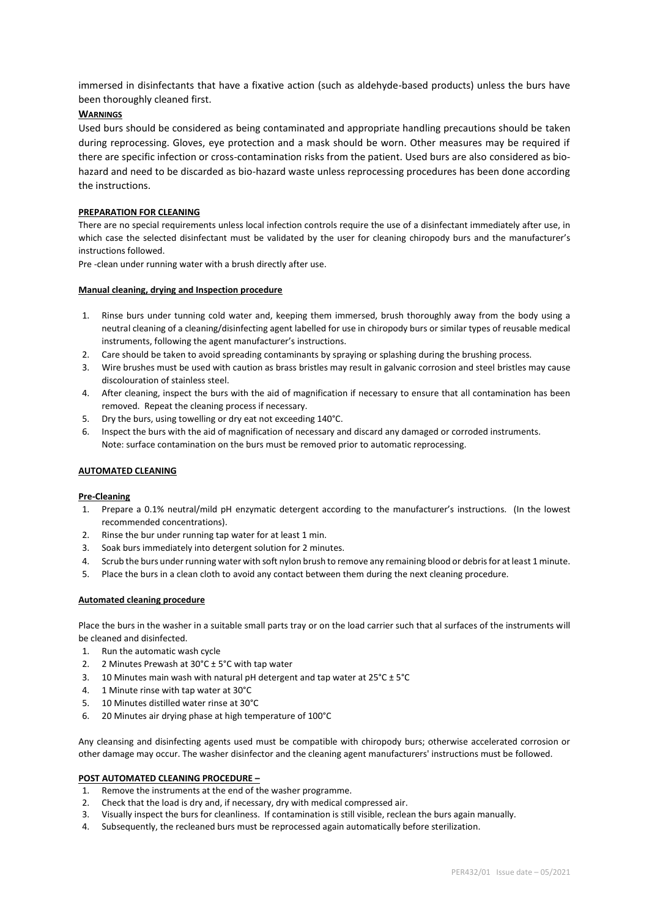immersed in disinfectants that have a fixative action (such as aldehyde-based products) unless the burs have been thoroughly cleaned first.

**WARNINGS**

Used burs should be considered as being contaminated and appropriate handling precautions should be taken during reprocessing. Gloves, eye protection and a mask should be worn. Other measures may be required if there are specific infection or cross-contamination risks from the patient. Used burs are also considered as bio-hazard and need to be discarded as bio-hazard waste unless reprocessing procedures has been done according the instructions.

**PREPARATION FOR CLEANING**

There are no special requirements unless local infection controls require the use of a disinfectant immediately after use, in which case the selected disinfectant must be validated by the user for cleaning chiropody burs and the manufacturer's instructions followed.

Pre -clean under running water with a brush directly after use.

**Manual cleaning, drying and Inspection procedure**

1. Rinse burs under tunning cold water and, keeping them immersed, brush thoroughly away from the body using a neutral cleaning of a cleaning/disinfecting agent labelled for use in chiropody burs or similar types of reusable medical instruments, following the agent manufacturer's instructions.
2. Care should be taken to avoid spreading contaminants by spraying or splashing during the brushing process.
3. Wire brushes must be used with caution as brass bristles may result in galvanic corrosion and steel bristles may cause discolouration of stainless steel.
4. After cleaning, inspect the burs with the aid of magnification if necessary to ensure that all contamination has been removed. Repeat the cleaning process if necessary.
5. Dry the burs, using towelling or dry eat not exceeding 140°C.
6. Inspect the burs with the aid of magnification of necessary and discard any damaged or corroded instruments.
   Note: surface contamination on the burs must be removed prior to automatic reprocessing.

**AUTOMATED CLEANING**

**Pre-Cleaning**

1. Prepare a 0.1% neutral/mild pH enzymatic detergent according to the manufacturer's instructions. (In the lowest recommended concentrations).
2. Rinse the bur under running tap water for at least 1 min.
3. Soak burs immediately into detergent solution for 2 minutes.
4. Scrub the burs under running water with soft nylon brush to remove any remaining blood or debris for at least 1 minute.
5. Place the burs in a clean cloth to avoid any contact between them during the next cleaning procedure.

**Automated cleaning procedure**

Place the burs in the washer in a suitable small parts tray or on the load carrier such that al surfaces of the instruments will be cleaned and disinfected.

1. Run the automatic wash cycle
2. 2 Minutes Prewash at 30°C ± 5°C with tap water
3. 10 Minutes main wash with natural pH detergent and tap water at 25°C ± 5°C
4. 1 Minute rinse with tap water at 30°C
5. 10 Minutes distilled water rinse at 30°C
6. 20 Minutes air drying phase at high temperature of 100°C

Any cleansing and disinfecting agents used must be compatible with chiropody burs; otherwise accelerated corrosion or other damage may occur. The washer disinfector and the cleaning agent manufacturers' instructions must be followed.

**POST AUTOMATED CLEANING PROCEDURE –**

1. Remove the instruments at the end of the washer programme.
2. Check that the load is dry and, if necessary, dry with medical compressed air.
3. Visually inspect the burs for cleanliness. If contamination is still visible, reclean the burs again manually.
4. Subsequently, the recleaned burs must be reprocessed again automatically before sterilization.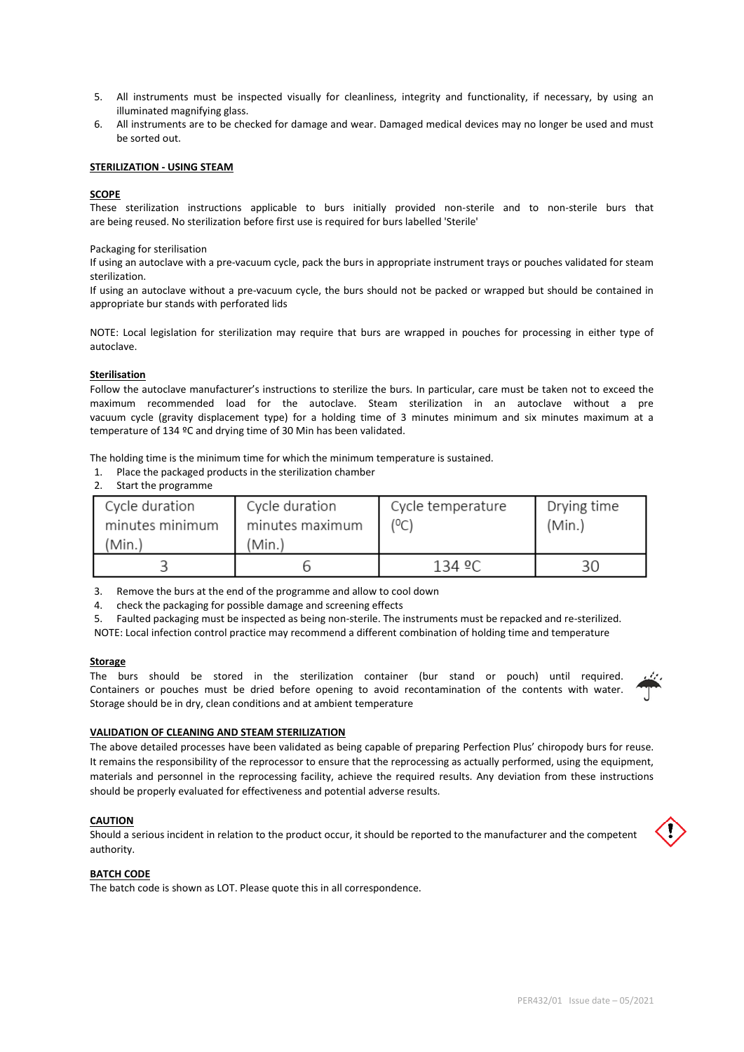5. All instruments must be inspected visually for cleanliness, integrity and functionality, if necessary, by using an illuminated magnifying glass.
6. All instruments are to be checked for damage and wear. Damaged medical devices may no longer be used and must be sorted out.

**STERILIZATION - USING STEAM**

**SCOPE**

These sterilization instructions applicable to burs initially provided non-sterile and to non-sterile burs that are being reused. No sterilization before first use is required for burs labelled 'Sterile'

Packaging for sterilisation

If using an autoclave with a pre-vacuum cycle, pack the burs in appropriate instrument trays or pouches validated for steam sterilization.

If using an autoclave without a pre-vacuum cycle, the burs should not be packed or wrapped but should be contained in appropriate bur stands with perforated lids

NOTE: Local legislation for sterilization may require that burs are wrapped in pouches for processing in either type of autoclave.

**Sterilisation**

Follow the autoclave manufacturer's instructions to sterilize the burs. In particular, care must be taken not to exceed the maximum recommended load for the autoclave. Steam sterilization in an autoclave without a pre vacuum cycle (gravity displacement type) for a holding time of 3 minutes minimum and six minutes maximum at a temperature of 134 ºC and drying time of 30 Min has been validated.

The holding time is the minimum time for which the minimum temperature is sustained.

1. Place the packaged products in the sterilization chamber
2. Start the programme

| Cycle duration minutes minimum (Min.) | Cycle duration minutes maximum (Min.) | Cycle temperature (ºC) | Drying time (Min.) |
|---|---|---|---|
| 3 | 6 | 134 ºC | 30 |

3. Remove the burs at the end of the programme and allow to cool down
4. check the packaging for possible damage and screening effects
5. Faulted packaging must be inspected as being non-sterile. The instruments must be repacked and re-sterilized.

NOTE: Local infection control practice may recommend a different combination of holding time and temperature

**Storage**

The burs should be stored in the sterilization container (bur stand or pouch) until required. Containers or pouches must be dried before opening to avoid recontamination of the contents with water. Storage should be in dry, clean conditions and at ambient temperature

**VALIDATION OF CLEANING AND STEAM STERILIZATION**

The above detailed processes have been validated as being capable of preparing Perfection Plus' chiropody burs for reuse. It remains the responsibility of the reprocessor to ensure that the reprocessing as actually performed, using the equipment, materials and personnel in the reprocessing facility, achieve the required results. Any deviation from these instructions should be properly evaluated for effectiveness and potential adverse results.

**CAUTION**

Should a serious incident in relation to the product occur, it should be reported to the manufacturer and the competent authority.

**BATCH CODE**

The batch code is shown as LOT. Please quote this in all correspondence.

PER432/01 Issue date – 05/2021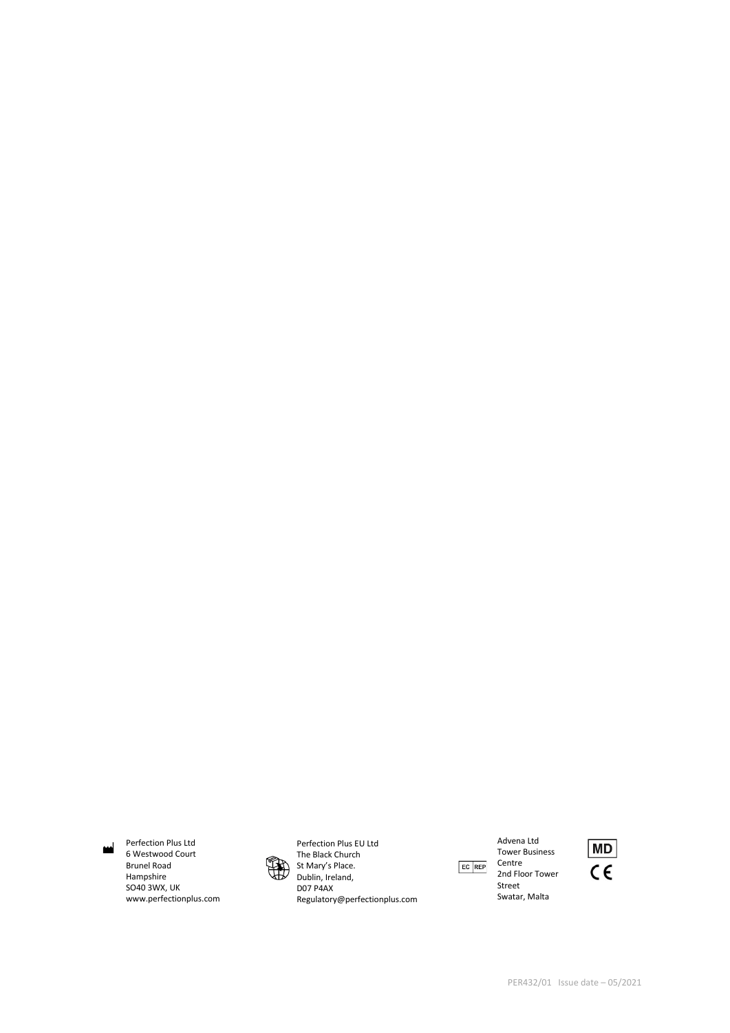Perfection Plus Ltd
6 Westwood Court
Brunel Road
Hampshire
SO40 3WX, UK
www.perfectionplus.com

Perfection Plus EU Ltd
The Black Church
St Mary's Place.
Dublin, Ireland,
D07 P4AX
Regulatory@perfectionplus.com

EC REP

Advena Ltd
Tower Business
Centre
2nd Floor Tower
Street
Swatar, Malta

MD

CE

PER432/01 Issue date – 05/2021